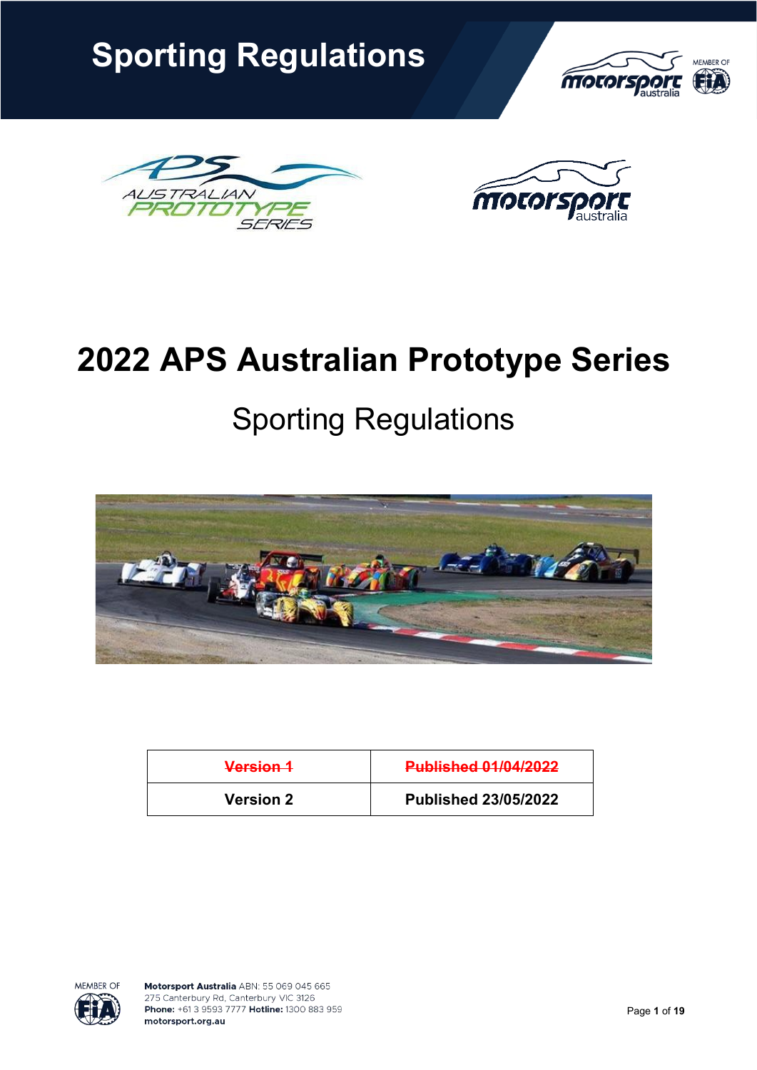# Sporting Regulations

# 2022 APS Australian Prototype Series

## Sporting Regulations

| ~~Version 1~~ | ~~Published 01/04/2022~~ |
|---|---|
| **Version 2** | **Published 23/05/2022** |

**Motorsport Australia** ABN: 55 069 045 665
275 Canterbury Rd, Canterbury VIC 3126
**Phone:** +61 3 9593 7777 **Hotline:** 1300 883 959
**motorsport.org.au**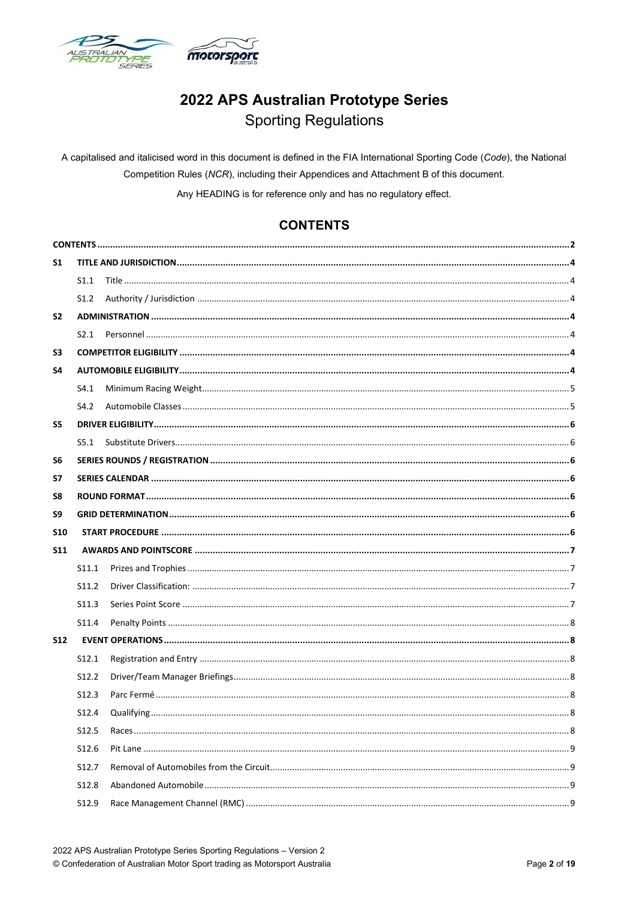# 2022 APS Australian Prototype Series

## Sporting Regulations

A capitalised and italicised word in this document is defined in the FIA International Sporting Code (*Code*), the National Competition Rules (*NCR*), including their Appendices and Attachment B of this document.

Any HEADING is for reference only and has no regulatory effect.

## CONTENTS

**CONTENTS** ..... 2

**S1 TITLE AND JURISDICTION** ..... 4

- S1.1 Title ..... 4
- S1.2 Authority / Jurisdiction ..... 4

**S2 ADMINISTRATION** ..... 4

- S2.1 Personnel ..... 4

**S3 COMPETITOR ELIGIBILITY** ..... 4

**S4 AUTOMOBILE ELIGIBILITY** ..... 4

- S4.1 Minimum Racing Weight ..... 5
- S4.2 Automobile Classes ..... 5

**S5 DRIVER ELIGIBILITY** ..... 6

- S5.1 Substitute Drivers ..... 6

**S6 SERIES ROUNDS / REGISTRATION** ..... 6

**S7 SERIES CALENDAR** ..... 6

**S8 ROUND FORMAT** ..... 6

**S9 GRID DETERMINATION** ..... 6

**S10 START PROCEDURE** ..... 6

**S11 AWARDS AND POINTSCORE** ..... 7

- S11.1 Prizes and Trophies ..... 7
- S11.2 Driver Classification: ..... 7
- S11.3 Series Point Score ..... 7
- S11.4 Penalty Points ..... 8

**S12 EVENT OPERATIONS** ..... 8

- S12.1 Registration and Entry ..... 8
- S12.2 Driver/Team Manager Briefings ..... 8
- S12.3 Parc Fermé ..... 8
- S12.4 Qualifying ..... 8
- S12.5 Races ..... 8
- S12.6 Pit Lane ..... 9
- S12.7 Removal of Automobiles from the Circuit ..... 9
- S12.8 Abandoned Automobile ..... 9
- S12.9 Race Management Channel (RMC) ..... 9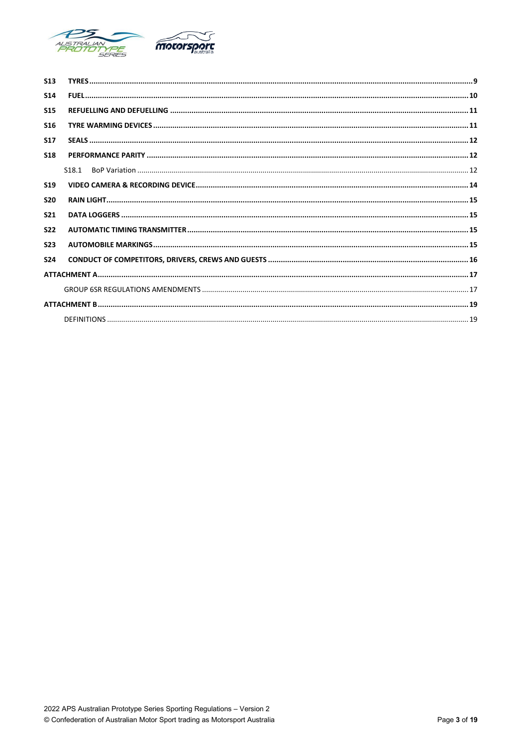| | | |
|---|---|---|
| **S13** | **TYRES** | **9** |
| **S14** | **FUEL** | **10** |
| **S15** | **REFUELLING AND DEFUELLING** | **11** |
| **S16** | **TYRE WARMING DEVICES** | **11** |
| **S17** | **SEALS** | **12** |
| **S18** | **PERFORMANCE PARITY** | **12** |
| | S18.1 BoP Variation | 12 |
| **S19** | **VIDEO CAMERA & RECORDING DEVICE** | **14** |
| **S20** | **RAIN LIGHT** | **15** |
| **S21** | **DATA LOGGERS** | **15** |
| **S22** | **AUTOMATIC TIMING TRANSMITTER** | **15** |
| **S23** | **AUTOMOBILE MARKINGS** | **15** |
| **S24** | **CONDUCT OF COMPETITORS, DRIVERS, CREWS AND GUESTS** | **16** |
| **ATTACHMENT A** | | **17** |
| | GROUP 6SR REGULATIONS AMENDMENTS | 17 |
| **ATTACHMENT B** | | **19** |
| | DEFINITIONS | 19 |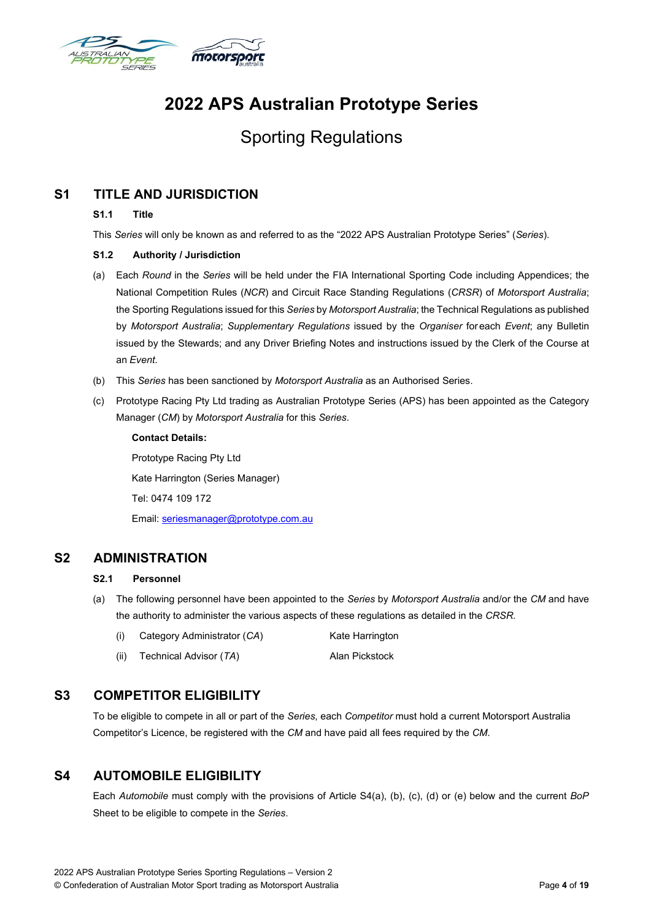# 2022 APS Australian Prototype Series

## Sporting Regulations

## S1 TITLE AND JURISDICTION

### S1.1 Title

This *Series* will only be known as and referred to as the "2022 APS Australian Prototype Series" (*Series*).

### S1.2 Authority / Jurisdiction

(a) Each *Round* in the *Series* will be held under the FIA International Sporting Code including Appendices; the National Competition Rules (*NCR*) and Circuit Race Standing Regulations (*CRSR*) of *Motorsport Australia*; the Sporting Regulations issued for this *Series* by *Motorsport Australia*; the Technical Regulations as published by *Motorsport Australia*; *Supplementary Regulations* issued by the *Organiser* for each *Event*; any Bulletin issued by the Stewards; and any Driver Briefing Notes and instructions issued by the Clerk of the Course at an *Event*.

(b) This *Series* has been sanctioned by *Motorsport Australia* as an Authorised Series.

(c) Prototype Racing Pty Ltd trading as Australian Prototype Series (APS) has been appointed as the Category Manager (*CM*) by *Motorsport Australia* for this *Series*.

**Contact Details:**

Prototype Racing Pty Ltd

Kate Harrington (Series Manager)

Tel: 0474 109 172

Email: seriesmanager@prototype.com.au

## S2 ADMINISTRATION

### S2.1 Personnel

(a) The following personnel have been appointed to the *Series* by *Motorsport Australia* and/or the *CM* and have the authority to administer the various aspects of these regulations as detailed in the *CRSR*.

(i) Category Administrator (*CA*) — Kate Harrington

(ii) Technical Advisor (*TA*) — Alan Pickstock

## S3 COMPETITOR ELIGIBILITY

To be eligible to compete in all or part of the *Series*, each *Competitor* must hold a current Motorsport Australia Competitor's Licence, be registered with the *CM* and have paid all fees required by the *CM*.

## S4 AUTOMOBILE ELIGIBILITY

Each *Automobile* must comply with the provisions of Article S4(a), (b), (c), (d) or (e) below and the current *BoP* Sheet to be eligible to compete in the *Series*.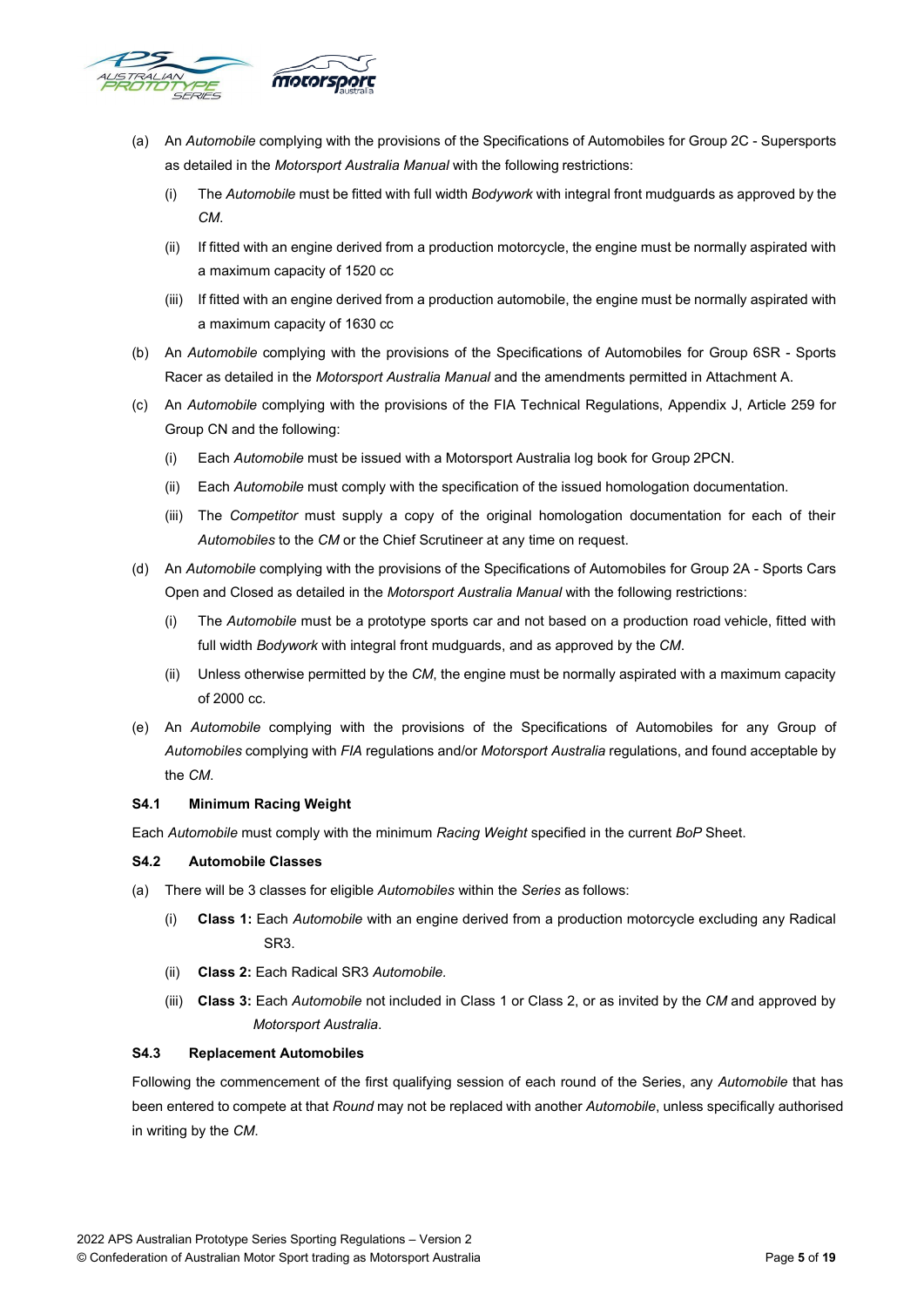(a) An *Automobile* complying with the provisions of the Specifications of Automobiles for Group 2C - Supersports as detailed in the *Motorsport Australia Manual* with the following restrictions:

   (i) The *Automobile* must be fitted with full width *Bodywork* with integral front mudguards as approved by the *CM*.

   (ii) If fitted with an engine derived from a production motorcycle, the engine must be normally aspirated with a maximum capacity of 1520 cc

   (iii) If fitted with an engine derived from a production automobile, the engine must be normally aspirated with a maximum capacity of 1630 cc

(b) An *Automobile* complying with the provisions of the Specifications of Automobiles for Group 6SR - Sports Racer as detailed in the *Motorsport Australia Manual* and the amendments permitted in Attachment A.

(c) An *Automobile* complying with the provisions of the FIA Technical Regulations, Appendix J, Article 259 for Group CN and the following:

   (i) Each *Automobile* must be issued with a Motorsport Australia log book for Group 2PCN.

   (ii) Each *Automobile* must comply with the specification of the issued homologation documentation.

   (iii) The *Competitor* must supply a copy of the original homologation documentation for each of their *Automobiles* to the *CM* or the Chief Scrutineer at any time on request.

(d) An *Automobile* complying with the provisions of the Specifications of Automobiles for Group 2A - Sports Cars Open and Closed as detailed in the *Motorsport Australia Manual* with the following restrictions:

   (i) The *Automobile* must be a prototype sports car and not based on a production road vehicle, fitted with full width *Bodywork* with integral front mudguards, and as approved by the *CM*.

   (ii) Unless otherwise permitted by the *CM*, the engine must be normally aspirated with a maximum capacity of 2000 cc.

(e) An *Automobile* complying with the provisions of the Specifications of Automobiles for any Group of *Automobiles* complying with *FIA* regulations and/or *Motorsport Australia* regulations, and found acceptable by the *CM*.

### S4.1 Minimum Racing Weight

Each *Automobile* must comply with the minimum *Racing Weight* specified in the current *BoP* Sheet.

### S4.2 Automobile Classes

(a) There will be 3 classes for eligible *Automobiles* within the *Series* as follows:

   (i) **Class 1:** Each *Automobile* with an engine derived from a production motorcycle excluding any Radical SR3.

   (ii) **Class 2:** Each Radical SR3 *Automobile.*

   (iii) **Class 3:** Each *Automobile* not included in Class 1 or Class 2, or as invited by the *CM* and approved by *Motorsport Australia*.

### S4.3 Replacement Automobiles

Following the commencement of the first qualifying session of each round of the Series, any *Automobile* that has been entered to compete at that *Round* may not be replaced with another *Automobile*, unless specifically authorised in writing by the *CM*.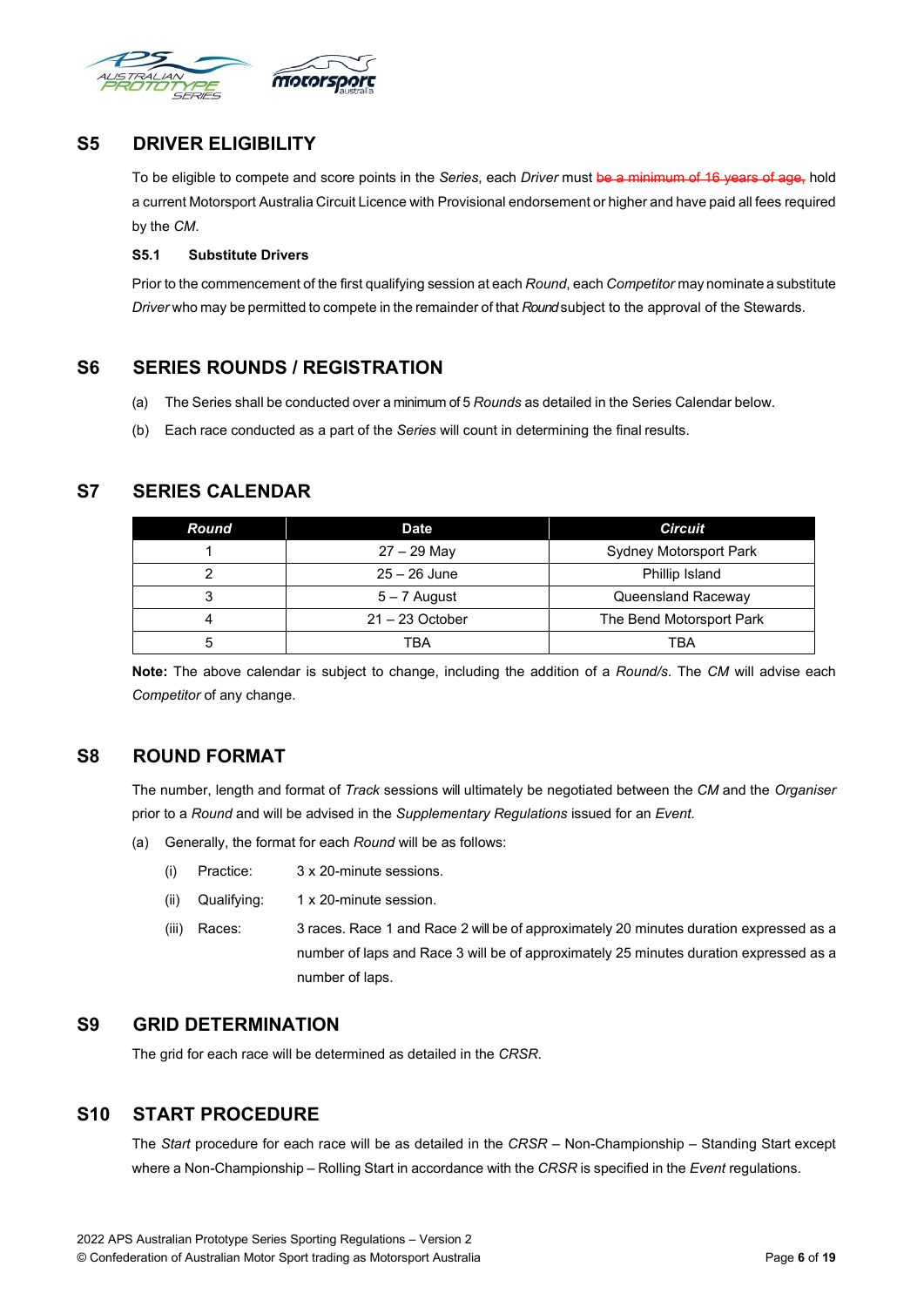## S5 DRIVER ELIGIBILITY

To be eligible to compete and score points in the *Series*, each *Driver* must ~~be a minimum of 16 years of age,~~ hold a current Motorsport Australia Circuit Licence with Provisional endorsement or higher and have paid all fees required by the *CM*.

### S5.1 Substitute Drivers

Prior to the commencement of the first qualifying session at each *Round*, each *Competitor* may nominate a substitute *Driver* who may be permitted to compete in the remainder of that *Round* subject to the approval of the Stewards.

## S6 SERIES ROUNDS / REGISTRATION

(a) The Series shall be conducted over a minimum of 5 *Rounds* as detailed in the Series Calendar below.

(b) Each race conducted as a part of the *Series* will count in determining the final results.

## S7 SERIES CALENDAR

| *Round* | Date | *Circuit* |
|---|---|---|
| 1 | 27 – 29 May | Sydney Motorsport Park |
| 2 | 25 – 26 June | Phillip Island |
| 3 | 5 – 7 August | Queensland Raceway |
| 4 | 21 – 23 October | The Bend Motorsport Park |
| 5 | TBA | TBA |

**Note:** The above calendar is subject to change, including the addition of a *Round/s*. The *CM* will advise each *Competitor* of any change.

## S8 ROUND FORMAT

The number, length and format of *Track* sessions will ultimately be negotiated between the *CM* and the *Organiser* prior to a *Round* and will be advised in the *Supplementary Regulations* issued for an *Event*.

(a) Generally, the format for each *Round* will be as follows:

(i) Practice: 3 x 20-minute sessions.

(ii) Qualifying: 1 x 20-minute session.

(iii) Races: 3 races. Race 1 and Race 2 will be of approximately 20 minutes duration expressed as a number of laps and Race 3 will be of approximately 25 minutes duration expressed as a number of laps.

## S9 GRID DETERMINATION

The grid for each race will be determined as detailed in the *CRSR*.

## S10 START PROCEDURE

The *Start* procedure for each race will be as detailed in the *CRSR* – Non-Championship – Standing Start except where a Non-Championship – Rolling Start in accordance with the *CRSR* is specified in the *Event* regulations.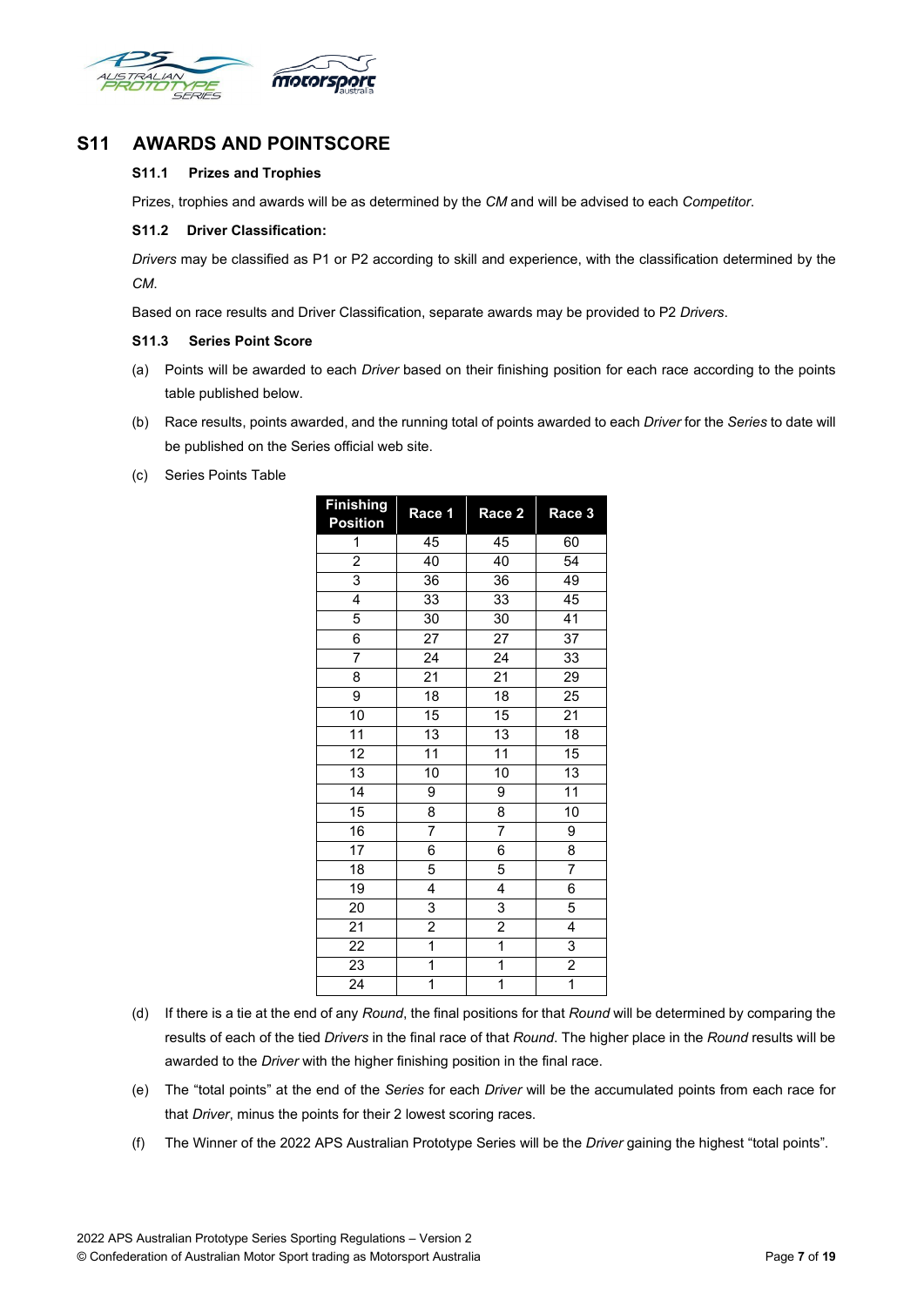## S11 AWARDS AND POINTSCORE

### S11.1 Prizes and Trophies

Prizes, trophies and awards will be as determined by the *CM* and will be advised to each *Competitor*.

### S11.2 Driver Classification:

*Drivers* may be classified as P1 or P2 according to skill and experience, with the classification determined by the *CM*.

Based on race results and Driver Classification, separate awards may be provided to P2 *Drivers*.

### S11.3 Series Point Score

(a) Points will be awarded to each *Driver* based on their finishing position for each race according to the points table published below.

(b) Race results, points awarded, and the running total of points awarded to each *Driver* for the *Series* to date will be published on the Series official web site.

(c) Series Points Table

| Finishing Position | Race 1 | Race 2 | Race 3 |
|---|---|---|---|
| 1 | 45 | 45 | 60 |
| 2 | 40 | 40 | 54 |
| 3 | 36 | 36 | 49 |
| 4 | 33 | 33 | 45 |
| 5 | 30 | 30 | 41 |
| 6 | 27 | 27 | 37 |
| 7 | 24 | 24 | 33 |
| 8 | 21 | 21 | 29 |
| 9 | 18 | 18 | 25 |
| 10 | 15 | 15 | 21 |
| 11 | 13 | 13 | 18 |
| 12 | 11 | 11 | 15 |
| 13 | 10 | 10 | 13 |
| 14 | 9 | 9 | 11 |
| 15 | 8 | 8 | 10 |
| 16 | 7 | 7 | 9 |
| 17 | 6 | 6 | 8 |
| 18 | 5 | 5 | 7 |
| 19 | 4 | 4 | 6 |
| 20 | 3 | 3 | 5 |
| 21 | 2 | 2 | 4 |
| 22 | 1 | 1 | 3 |
| 23 | 1 | 1 | 2 |
| 24 | 1 | 1 | 1 |

(d) If there is a tie at the end of any *Round*, the final positions for that *Round* will be determined by comparing the results of each of the tied *Drivers* in the final race of that *Round*. The higher place in the *Round* results will be awarded to the *Driver* with the higher finishing position in the final race.

(e) The "total points" at the end of the *Series* for each *Driver* will be the accumulated points from each race for that *Driver*, minus the points for their 2 lowest scoring races.

(f) The Winner of the 2022 APS Australian Prototype Series will be the *Driver* gaining the highest "total points".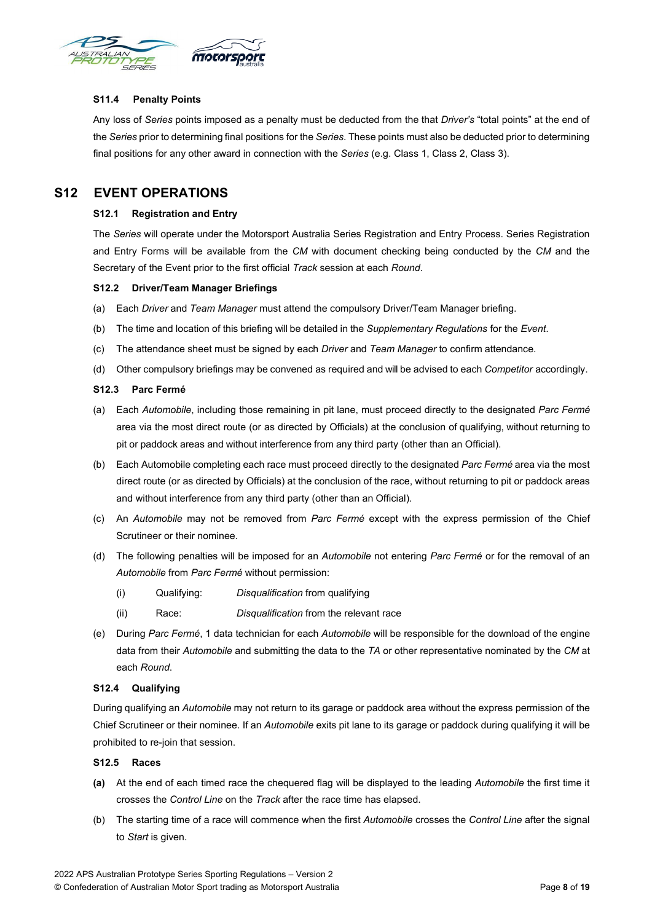### S11.4 Penalty Points

Any loss of *Series* points imposed as a penalty must be deducted from the that *Driver's* "total points" at the end of the *Series* prior to determining final positions for the *Series*. These points must also be deducted prior to determining final positions for any other award in connection with the *Series* (e.g. Class 1, Class 2, Class 3).

## S12 EVENT OPERATIONS

### S12.1 Registration and Entry

The *Series* will operate under the Motorsport Australia Series Registration and Entry Process. Series Registration and Entry Forms will be available from the *CM* with document checking being conducted by the *CM* and the Secretary of the Event prior to the first official *Track* session at each *Round*.

### S12.2 Driver/Team Manager Briefings

(a) Each *Driver* and *Team Manager* must attend the compulsory Driver/Team Manager briefing.

(b) The time and location of this briefing will be detailed in the *Supplementary Regulations* for the *Event*.

(c) The attendance sheet must be signed by each *Driver* and *Team Manager* to confirm attendance.

(d) Other compulsory briefings may be convened as required and will be advised to each *Competitor* accordingly.

### S12.3 Parc Fermé

(a) Each *Automobile*, including those remaining in pit lane, must proceed directly to the designated *Parc Fermé* area via the most direct route (or as directed by Officials) at the conclusion of qualifying, without returning to pit or paddock areas and without interference from any third party (other than an Official).

(b) Each Automobile completing each race must proceed directly to the designated *Parc Fermé* area via the most direct route (or as directed by Officials) at the conclusion of the race, without returning to pit or paddock areas and without interference from any third party (other than an Official).

(c) An *Automobile* may not be removed from *Parc Fermé* except with the express permission of the Chief Scrutineer or their nominee.

(d) The following penalties will be imposed for an *Automobile* not entering *Parc Fermé* or for the removal of an *Automobile* from *Parc Fermé* without permission:

 (i) Qualifying: *Disqualification* from qualifying

 (ii) Race: *Disqualification* from the relevant race

(e) During *Parc Fermé*, 1 data technician for each *Automobile* will be responsible for the download of the engine data from their *Automobile* and submitting the data to the *TA* or other representative nominated by the *CM* at each *Round*.

### S12.4 Qualifying

During qualifying an *Automobile* may not return to its garage or paddock area without the express permission of the Chief Scrutineer or their nominee. If an *Automobile* exits pit lane to its garage or paddock during qualifying it will be prohibited to re-join that session.

### S12.5 Races

**(a)** At the end of each timed race the chequered flag will be displayed to the leading *Automobile* the first time it crosses the *Control Line* on the *Track* after the race time has elapsed.

(b) The starting time of a race will commence when the first *Automobile* crosses the *Control Line* after the signal to *Start* is given.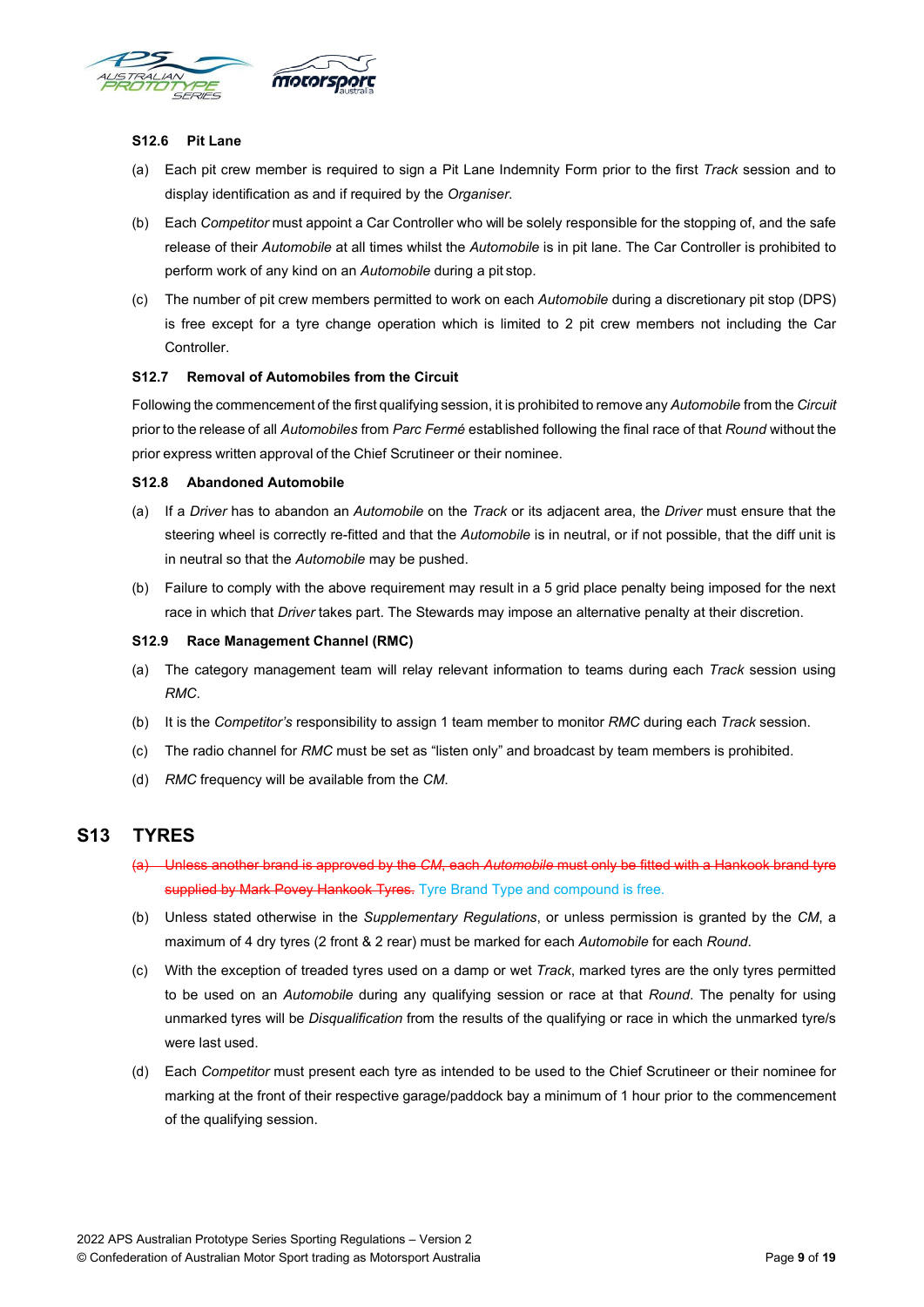### S12.6 Pit Lane

(a) Each pit crew member is required to sign a Pit Lane Indemnity Form prior to the first *Track* session and to display identification as and if required by the *Organiser*.

(b) Each *Competitor* must appoint a Car Controller who will be solely responsible for the stopping of, and the safe release of their *Automobile* at all times whilst the *Automobile* is in pit lane. The Car Controller is prohibited to perform work of any kind on an *Automobile* during a pit stop.

(c) The number of pit crew members permitted to work on each *Automobile* during a discretionary pit stop (DPS) is free except for a tyre change operation which is limited to 2 pit crew members not including the Car Controller.

### S12.7 Removal of Automobiles from the Circuit

Following the commencement of the first qualifying session, it is prohibited to remove any *Automobile* from the *Circuit* prior to the release of all *Automobiles* from *Parc Fermé* established following the final race of that *Round* without the prior express written approval of the Chief Scrutineer or their nominee.

### S12.8 Abandoned Automobile

(a) If a *Driver* has to abandon an *Automobile* on the *Track* or its adjacent area, the *Driver* must ensure that the steering wheel is correctly re-fitted and that the *Automobile* is in neutral, or if not possible, that the diff unit is in neutral so that the *Automobile* may be pushed.

(b) Failure to comply with the above requirement may result in a 5 grid place penalty being imposed for the next race in which that *Driver* takes part. The Stewards may impose an alternative penalty at their discretion.

### S12.9 Race Management Channel (RMC)

(a) The category management team will relay relevant information to teams during each *Track* session using *RMC*.

(b) It is the *Competitor's* responsibility to assign 1 team member to monitor *RMC* during each *Track* session.

(c) The radio channel for *RMC* must be set as "listen only" and broadcast by team members is prohibited.

(d) *RMC* frequency will be available from the *CM*.

## S13 TYRES

~~(a) Unless another brand is approved by the *CM*, each *Automobile* must only be fitted with a Hankook brand tyre supplied by Mark Povey Hankook Tyres.~~ Tyre Brand Type and compound is free.

(b) Unless stated otherwise in the *Supplementary Regulations*, or unless permission is granted by the *CM*, a maximum of 4 dry tyres (2 front & 2 rear) must be marked for each *Automobile* for each *Round*.

(c) With the exception of treaded tyres used on a damp or wet *Track*, marked tyres are the only tyres permitted to be used on an *Automobile* during any qualifying session or race at that *Round*. The penalty for using unmarked tyres will be *Disqualification* from the results of the qualifying or race in which the unmarked tyre/s were last used.

(d) Each *Competitor* must present each tyre as intended to be used to the Chief Scrutineer or their nominee for marking at the front of their respective garage/paddock bay a minimum of 1 hour prior to the commencement of the qualifying session.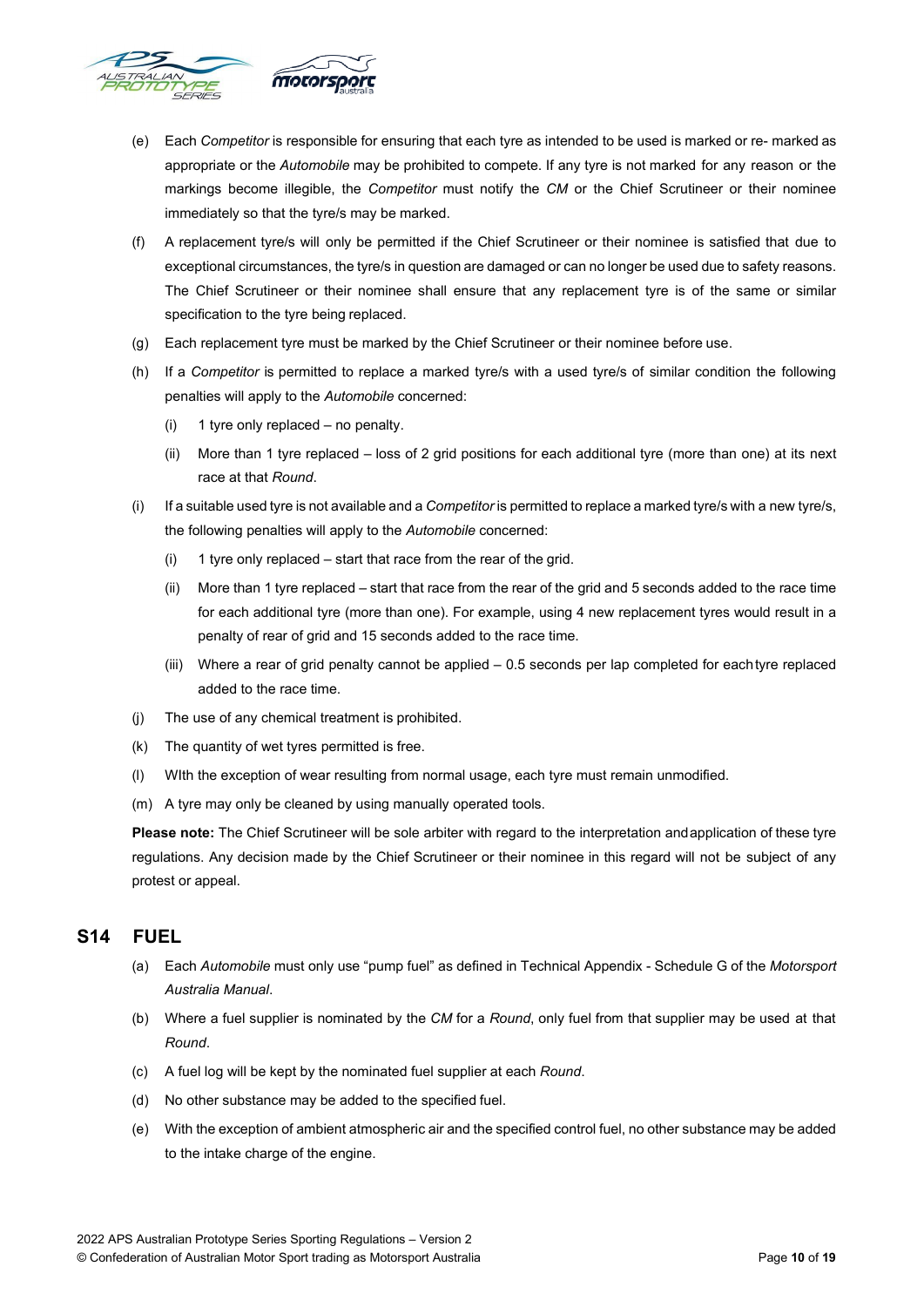(e) Each *Competitor* is responsible for ensuring that each tyre as intended to be used is marked or re- marked as appropriate or the *Automobile* may be prohibited to compete. If any tyre is not marked for any reason or the markings become illegible, the *Competitor* must notify the *CM* or the Chief Scrutineer or their nominee immediately so that the tyre/s may be marked.

(f) A replacement tyre/s will only be permitted if the Chief Scrutineer or their nominee is satisfied that due to exceptional circumstances, the tyre/s in question are damaged or can no longer be used due to safety reasons. The Chief Scrutineer or their nominee shall ensure that any replacement tyre is of the same or similar specification to the tyre being replaced.

(g) Each replacement tyre must be marked by the Chief Scrutineer or their nominee before use.

(h) If a *Competitor* is permitted to replace a marked tyre/s with a used tyre/s of similar condition the following penalties will apply to the *Automobile* concerned:

- (i) 1 tyre only replaced – no penalty.
- (ii) More than 1 tyre replaced – loss of 2 grid positions for each additional tyre (more than one) at its next race at that *Round*.

(i) If a suitable used tyre is not available and a *Competitor* is permitted to replace a marked tyre/s with a new tyre/s, the following penalties will apply to the *Automobile* concerned:

- (i) 1 tyre only replaced – start that race from the rear of the grid.
- (ii) More than 1 tyre replaced – start that race from the rear of the grid and 5 seconds added to the race time for each additional tyre (more than one). For example, using 4 new replacement tyres would result in a penalty of rear of grid and 15 seconds added to the race time.
- (iii) Where a rear of grid penalty cannot be applied – 0.5 seconds per lap completed for each tyre replaced added to the race time.

(j) The use of any chemical treatment is prohibited.

(k) The quantity of wet tyres permitted is free.

(l) WIth the exception of wear resulting from normal usage, each tyre must remain unmodified.

(m) A tyre may only be cleaned by using manually operated tools.

**Please note:** The Chief Scrutineer will be sole arbiter with regard to the interpretation and application of these tyre regulations. Any decision made by the Chief Scrutineer or their nominee in this regard will not be subject of any protest or appeal.

## S14 FUEL

(a) Each *Automobile* must only use "pump fuel" as defined in Technical Appendix - Schedule G of the *Motorsport Australia Manual*.

(b) Where a fuel supplier is nominated by the *CM* for a *Round*, only fuel from that supplier may be used at that *Round*.

(c) A fuel log will be kept by the nominated fuel supplier at each *Round*.

(d) No other substance may be added to the specified fuel.

(e) With the exception of ambient atmospheric air and the specified control fuel, no other substance may be added to the intake charge of the engine.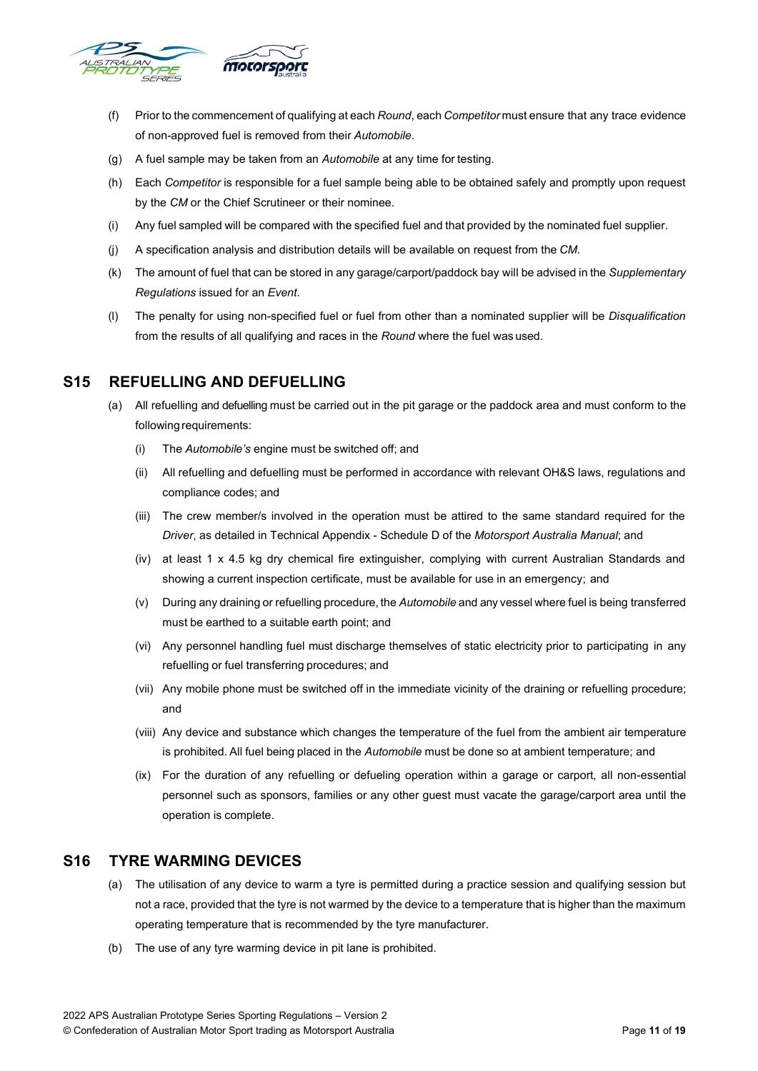(f) Prior to the commencement of qualifying at each *Round*, each *Competitor* must ensure that any trace evidence of non-approved fuel is removed from their *Automobile*.

(g) A fuel sample may be taken from an *Automobile* at any time for testing.

(h) Each *Competitor* is responsible for a fuel sample being able to be obtained safely and promptly upon request by the *CM* or the Chief Scrutineer or their nominee.

(i) Any fuel sampled will be compared with the specified fuel and that provided by the nominated fuel supplier.

(j) A specification analysis and distribution details will be available on request from the *CM*.

(k) The amount of fuel that can be stored in any garage/carport/paddock bay will be advised in the *Supplementary Regulations* issued for an *Event*.

(l) The penalty for using non-specified fuel or fuel from other than a nominated supplier will be *Disqualification* from the results of all qualifying and races in the *Round* where the fuel was used.

## S15 REFUELLING AND DEFUELLING

(a) All refuelling and defuelling must be carried out in the pit garage or the paddock area and must conform to the following requirements:

   (i) The *Automobile's* engine must be switched off; and

   (ii) All refuelling and defuelling must be performed in accordance with relevant OH&S laws, regulations and compliance codes; and

   (iii) The crew member/s involved in the operation must be attired to the same standard required for the *Driver*, as detailed in Technical Appendix - Schedule D of the *Motorsport Australia Manual*; and

   (iv) at least 1 x 4.5 kg dry chemical fire extinguisher, complying with current Australian Standards and showing a current inspection certificate, must be available for use in an emergency; and

   (v) During any draining or refuelling procedure, the *Automobile* and any vessel where fuel is being transferred must be earthed to a suitable earth point; and

   (vi) Any personnel handling fuel must discharge themselves of static electricity prior to participating in any refuelling or fuel transferring procedures; and

   (vii) Any mobile phone must be switched off in the immediate vicinity of the draining or refuelling procedure; and

   (viii) Any device and substance which changes the temperature of the fuel from the ambient air temperature is prohibited. All fuel being placed in the *Automobile* must be done so at ambient temperature; and

   (ix) For the duration of any refuelling or defueling operation within a garage or carport, all non-essential personnel such as sponsors, families or any other guest must vacate the garage/carport area until the operation is complete.

## S16 TYRE WARMING DEVICES

(a) The utilisation of any device to warm a tyre is permitted during a practice session and qualifying session but not a race, provided that the tyre is not warmed by the device to a temperature that is higher than the maximum operating temperature that is recommended by the tyre manufacturer.

(b) The use of any tyre warming device in pit lane is prohibited.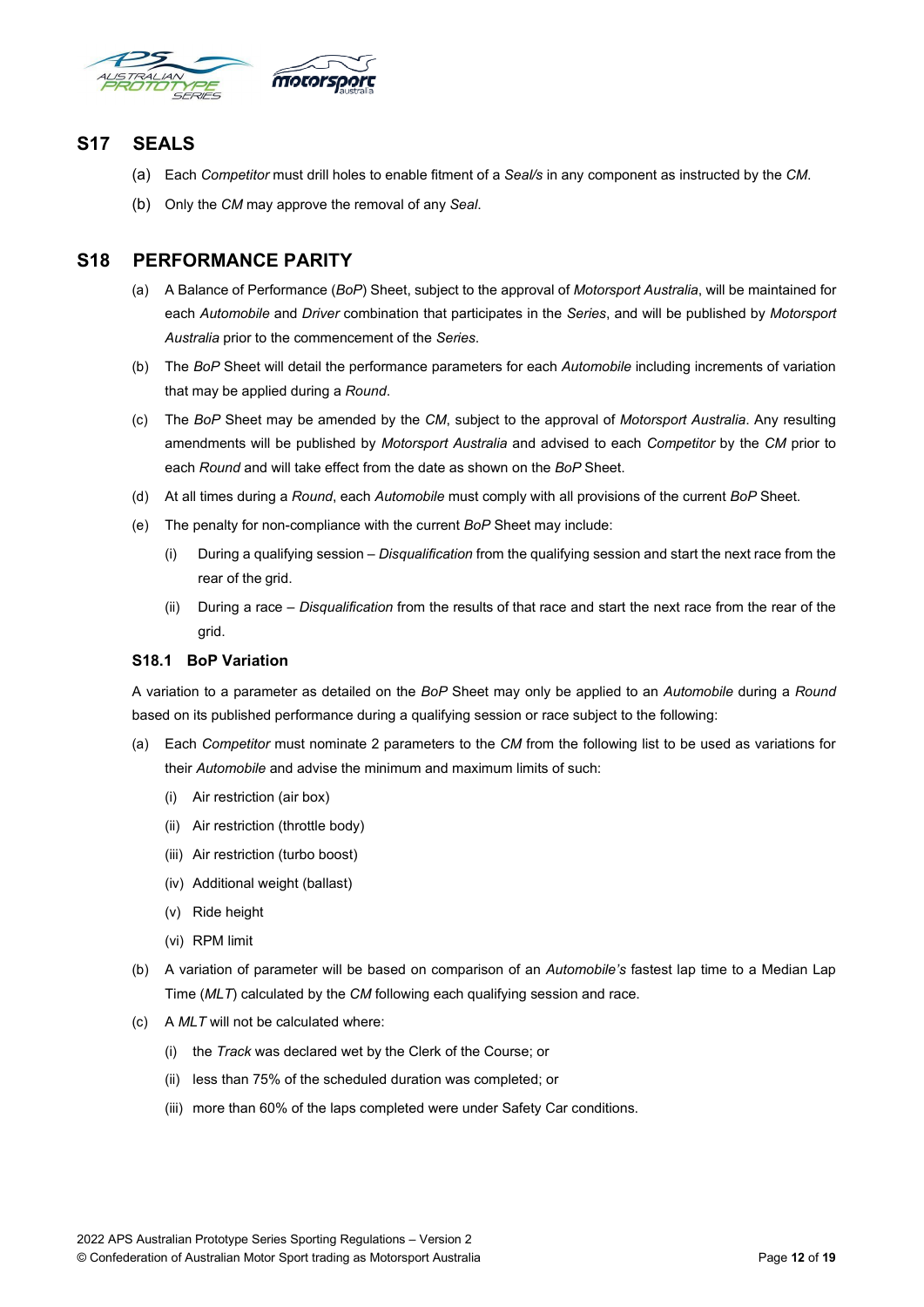## S17 SEALS

(a) Each *Competitor* must drill holes to enable fitment of a *Seal/s* in any component as instructed by the *CM*.

(b) Only the *CM* may approve the removal of any *Seal*.

## S18 PERFORMANCE PARITY

(a) A Balance of Performance (*BoP*) Sheet, subject to the approval of *Motorsport Australia*, will be maintained for each *Automobile* and *Driver* combination that participates in the *Series*, and will be published by *Motorsport Australia* prior to the commencement of the *Series*.

(b) The *BoP* Sheet will detail the performance parameters for each *Automobile* including increments of variation that may be applied during a *Round*.

(c) The *BoP* Sheet may be amended by the *CM*, subject to the approval of *Motorsport Australia*. Any resulting amendments will be published by *Motorsport Australia* and advised to each *Competitor* by the *CM* prior to each *Round* and will take effect from the date as shown on the *BoP* Sheet.

(d) At all times during a *Round*, each *Automobile* must comply with all provisions of the current *BoP* Sheet.

(e) The penalty for non-compliance with the current *BoP* Sheet may include:

  (i) During a qualifying session – *Disqualification* from the qualifying session and start the next race from the rear of the grid.

  (ii) During a race – *Disqualification* from the results of that race and start the next race from the rear of the grid.

### S18.1 BoP Variation

A variation to a parameter as detailed on the *BoP* Sheet may only be applied to an *Automobile* during a *Round* based on its published performance during a qualifying session or race subject to the following:

(a) Each *Competitor* must nominate 2 parameters to the *CM* from the following list to be used as variations for their *Automobile* and advise the minimum and maximum limits of such:

  (i) Air restriction (air box)

  (ii) Air restriction (throttle body)

  (iii) Air restriction (turbo boost)

  (iv) Additional weight (ballast)

  (v) Ride height

  (vi) RPM limit

(b) A variation of parameter will be based on comparison of an *Automobile's* fastest lap time to a Median Lap Time (*MLT*) calculated by the *CM* following each qualifying session and race.

(c) A *MLT* will not be calculated where:

  (i) the *Track* was declared wet by the Clerk of the Course; or

  (ii) less than 75% of the scheduled duration was completed; or

  (iii) more than 60% of the laps completed were under Safety Car conditions.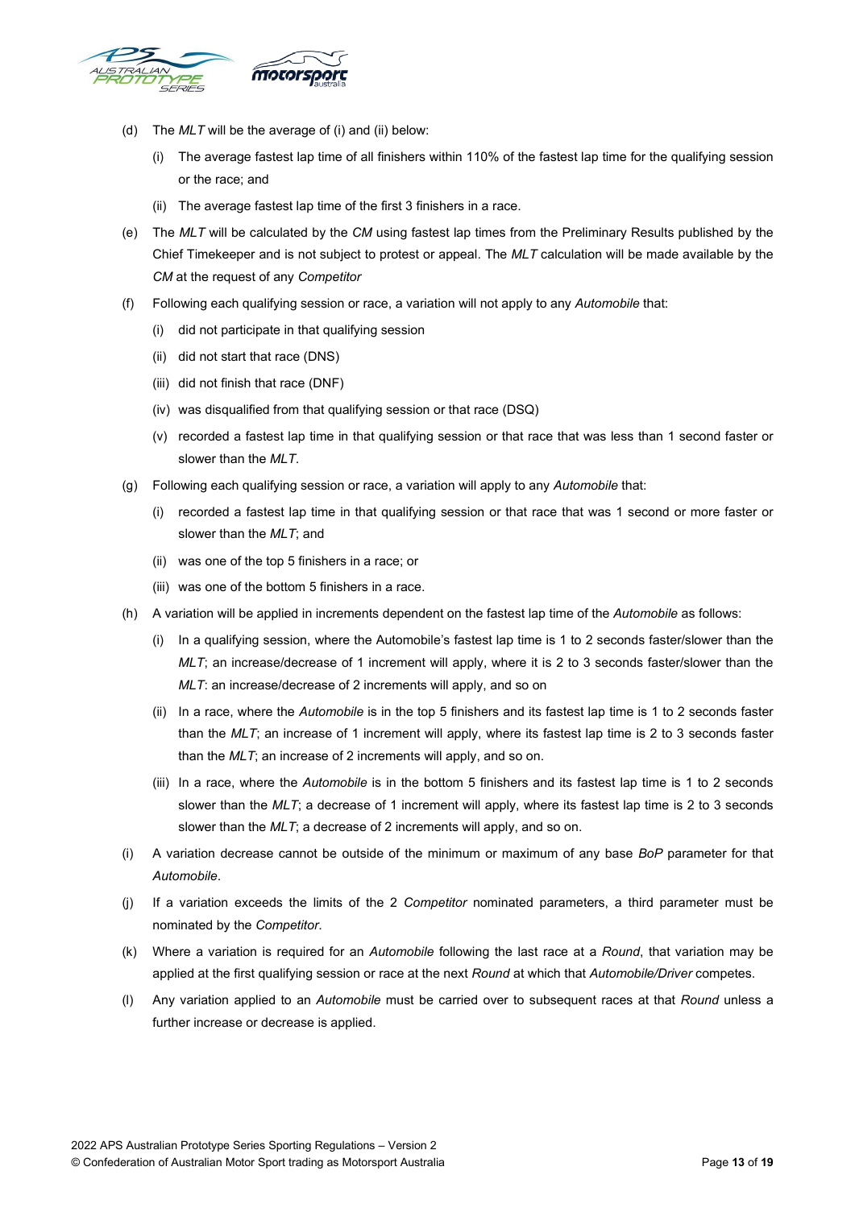(d) The *MLT* will be the average of (i) and (ii) below:

   (i) The average fastest lap time of all finishers within 110% of the fastest lap time for the qualifying session or the race; and

   (ii) The average fastest lap time of the first 3 finishers in a race.

(e) The *MLT* will be calculated by the *CM* using fastest lap times from the Preliminary Results published by the Chief Timekeeper and is not subject to protest or appeal. The *MLT* calculation will be made available by the *CM* at the request of any *Competitor*

(f) Following each qualifying session or race, a variation will not apply to any *Automobile* that:

   (i) did not participate in that qualifying session

   (ii) did not start that race (DNS)

   (iii) did not finish that race (DNF)

   (iv) was disqualified from that qualifying session or that race (DSQ)

   (v) recorded a fastest lap time in that qualifying session or that race that was less than 1 second faster or slower than the *MLT*.

(g) Following each qualifying session or race, a variation will apply to any *Automobile* that:

   (i) recorded a fastest lap time in that qualifying session or that race that was 1 second or more faster or slower than the *MLT*; and

   (ii) was one of the top 5 finishers in a race; or

   (iii) was one of the bottom 5 finishers in a race.

(h) A variation will be applied in increments dependent on the fastest lap time of the *Automobile* as follows:

   (i) In a qualifying session, where the Automobile's fastest lap time is 1 to 2 seconds faster/slower than the *MLT*; an increase/decrease of 1 increment will apply, where it is 2 to 3 seconds faster/slower than the *MLT*: an increase/decrease of 2 increments will apply, and so on

   (ii) In a race, where the *Automobile* is in the top 5 finishers and its fastest lap time is 1 to 2 seconds faster than the *MLT*; an increase of 1 increment will apply, where its fastest lap time is 2 to 3 seconds faster than the *MLT*; an increase of 2 increments will apply, and so on.

   (iii) In a race, where the *Automobile* is in the bottom 5 finishers and its fastest lap time is 1 to 2 seconds slower than the *MLT*; a decrease of 1 increment will apply, where its fastest lap time is 2 to 3 seconds slower than the *MLT*; a decrease of 2 increments will apply, and so on.

(i) A variation decrease cannot be outside of the minimum or maximum of any base *BoP* parameter for that *Automobile*.

(j) If a variation exceeds the limits of the 2 *Competitor* nominated parameters, a third parameter must be nominated by the *Competitor*.

(k) Where a variation is required for an *Automobile* following the last race at a *Round*, that variation may be applied at the first qualifying session or race at the next *Round* at which that *Automobile/Driver* competes.

(l) Any variation applied to an *Automobile* must be carried over to subsequent races at that *Round* unless a further increase or decrease is applied.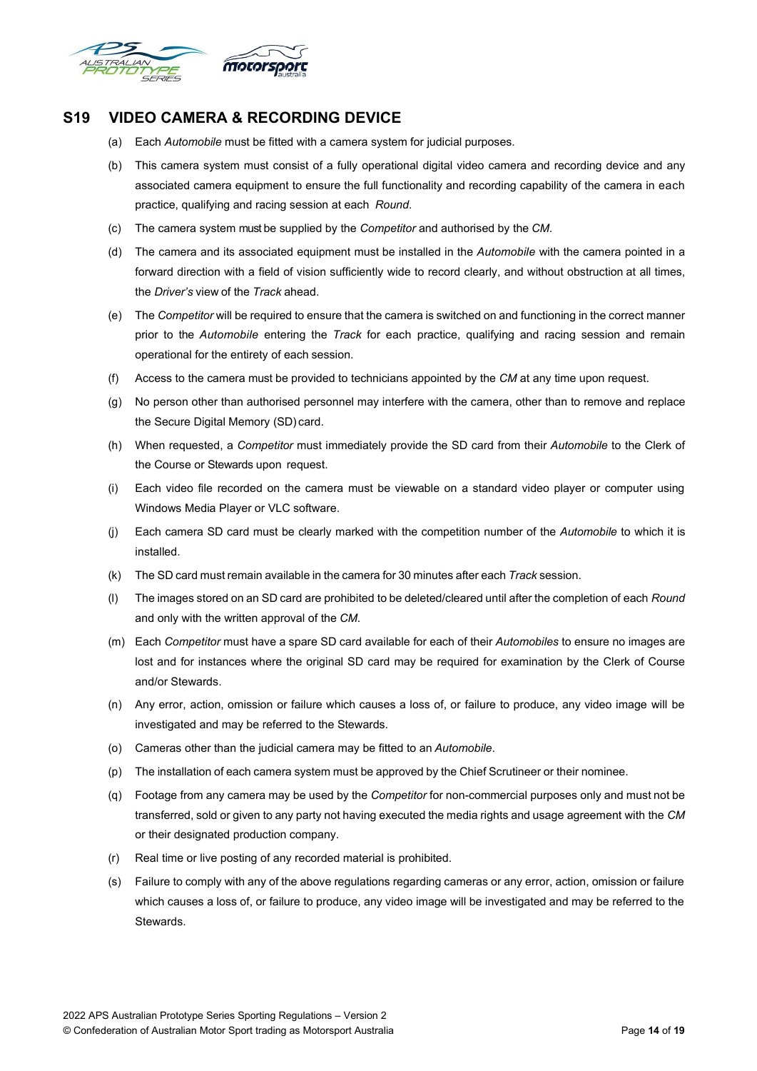## S19 VIDEO CAMERA & RECORDING DEVICE

(a) Each *Automobile* must be fitted with a camera system for judicial purposes.

(b) This camera system must consist of a fully operational digital video camera and recording device and any associated camera equipment to ensure the full functionality and recording capability of the camera in each practice, qualifying and racing session at each *Round*.

(c) The camera system must be supplied by the *Competitor* and authorised by the *CM*.

(d) The camera and its associated equipment must be installed in the *Automobile* with the camera pointed in a forward direction with a field of vision sufficiently wide to record clearly, and without obstruction at all times, the *Driver's* view of the *Track* ahead.

(e) The *Competitor* will be required to ensure that the camera is switched on and functioning in the correct manner prior to the *Automobile* entering the *Track* for each practice, qualifying and racing session and remain operational for the entirety of each session.

(f) Access to the camera must be provided to technicians appointed by the *CM* at any time upon request.

(g) No person other than authorised personnel may interfere with the camera, other than to remove and replace the Secure Digital Memory (SD) card.

(h) When requested, a *Competitor* must immediately provide the SD card from their *Automobile* to the Clerk of the Course or Stewards upon request.

(i) Each video file recorded on the camera must be viewable on a standard video player or computer using Windows Media Player or VLC software.

(j) Each camera SD card must be clearly marked with the competition number of the *Automobile* to which it is installed.

(k) The SD card must remain available in the camera for 30 minutes after each *Track* session.

(l) The images stored on an SD card are prohibited to be deleted/cleared until after the completion of each *Round* and only with the written approval of the *CM*.

(m) Each *Competitor* must have a spare SD card available for each of their *Automobiles* to ensure no images are lost and for instances where the original SD card may be required for examination by the Clerk of Course and/or Stewards.

(n) Any error, action, omission or failure which causes a loss of, or failure to produce, any video image will be investigated and may be referred to the Stewards.

(o) Cameras other than the judicial camera may be fitted to an *Automobile*.

(p) The installation of each camera system must be approved by the Chief Scrutineer or their nominee.

(q) Footage from any camera may be used by the *Competitor* for non-commercial purposes only and must not be transferred, sold or given to any party not having executed the media rights and usage agreement with the *CM* or their designated production company.

(r) Real time or live posting of any recorded material is prohibited.

(s) Failure to comply with any of the above regulations regarding cameras or any error, action, omission or failure which causes a loss of, or failure to produce, any video image will be investigated and may be referred to the Stewards.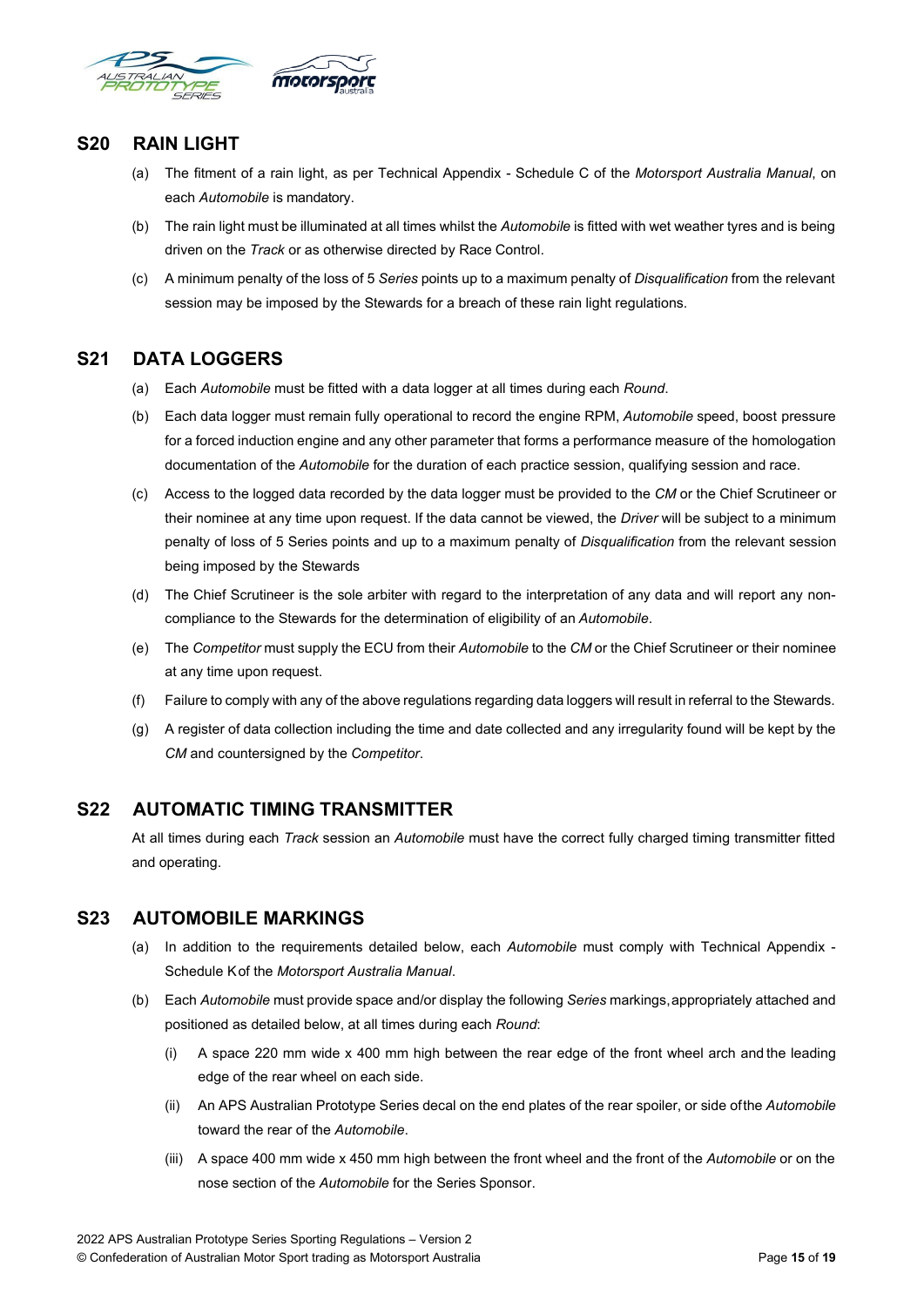## S20 RAIN LIGHT

(a) The fitment of a rain light, as per Technical Appendix - Schedule C of the *Motorsport Australia Manual*, on each *Automobile* is mandatory.

(b) The rain light must be illuminated at all times whilst the *Automobile* is fitted with wet weather tyres and is being driven on the *Track* or as otherwise directed by Race Control.

(c) A minimum penalty of the loss of 5 *Series* points up to a maximum penalty of *Disqualification* from the relevant session may be imposed by the Stewards for a breach of these rain light regulations.

## S21 DATA LOGGERS

(a) Each *Automobile* must be fitted with a data logger at all times during each *Round*.

(b) Each data logger must remain fully operational to record the engine RPM, *Automobile* speed, boost pressure for a forced induction engine and any other parameter that forms a performance measure of the homologation documentation of the *Automobile* for the duration of each practice session, qualifying session and race.

(c) Access to the logged data recorded by the data logger must be provided to the *CM* or the Chief Scrutineer or their nominee at any time upon request. If the data cannot be viewed, the *Driver* will be subject to a minimum penalty of loss of 5 Series points and up to a maximum penalty of *Disqualification* from the relevant session being imposed by the Stewards

(d) The Chief Scrutineer is the sole arbiter with regard to the interpretation of any data and will report any non-compliance to the Stewards for the determination of eligibility of an *Automobile*.

(e) The *Competitor* must supply the ECU from their *Automobile* to the *CM* or the Chief Scrutineer or their nominee at any time upon request.

(f) Failure to comply with any of the above regulations regarding data loggers will result in referral to the Stewards.

(g) A register of data collection including the time and date collected and any irregularity found will be kept by the *CM* and countersigned by the *Competitor*.

## S22 AUTOMATIC TIMING TRANSMITTER

At all times during each *Track* session an *Automobile* must have the correct fully charged timing transmitter fitted and operating.

## S23 AUTOMOBILE MARKINGS

(a) In addition to the requirements detailed below, each *Automobile* must comply with Technical Appendix - Schedule K of the *Motorsport Australia Manual*.

(b) Each *Automobile* must provide space and/or display the following *Series* markings, appropriately attached and positioned as detailed below, at all times during each *Round*:

(i) A space 220 mm wide x 400 mm high between the rear edge of the front wheel arch and the leading edge of the rear wheel on each side.

(ii) An APS Australian Prototype Series decal on the end plates of the rear spoiler, or side of the *Automobile* toward the rear of the *Automobile*.

(iii) A space 400 mm wide x 450 mm high between the front wheel and the front of the *Automobile* or on the nose section of the *Automobile* for the Series Sponsor.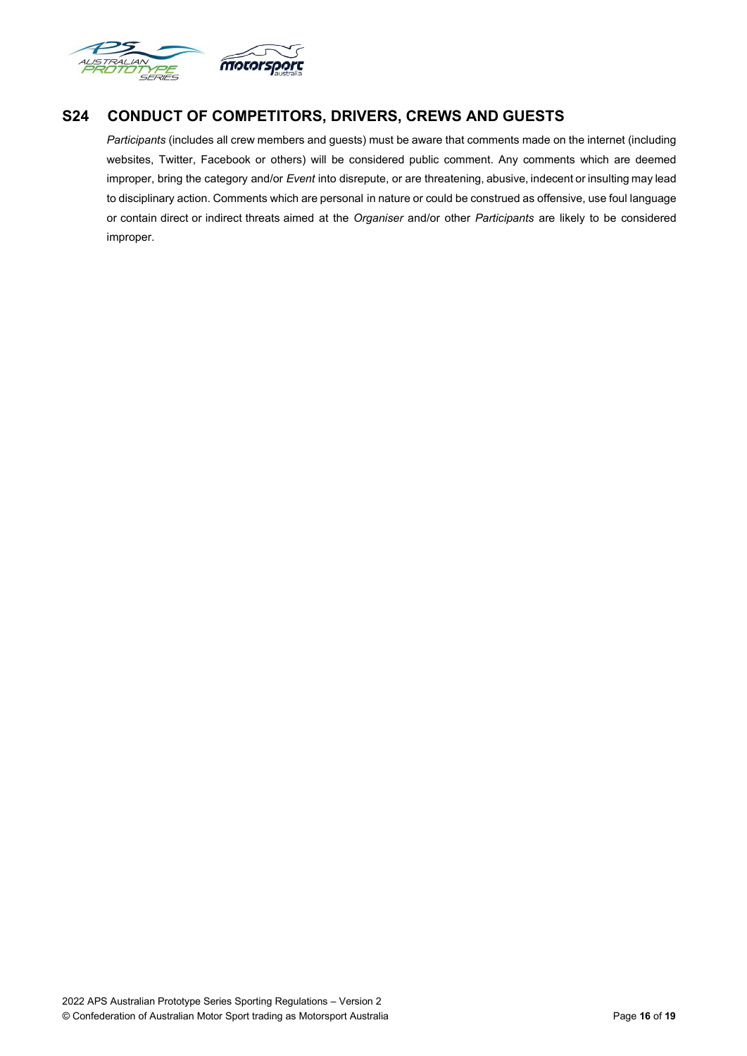## S24 CONDUCT OF COMPETITORS, DRIVERS, CREWS AND GUESTS

*Participants* (includes all crew members and guests) must be aware that comments made on the internet (including websites, Twitter, Facebook or others) will be considered public comment. Any comments which are deemed improper, bring the category and/or *Event* into disrepute, or are threatening, abusive, indecent or insulting may lead to disciplinary action. Comments which are personal in nature or could be construed as offensive, use foul language or contain direct or indirect threats aimed at the *Organiser* and/or other *Participants* are likely to be considered improper.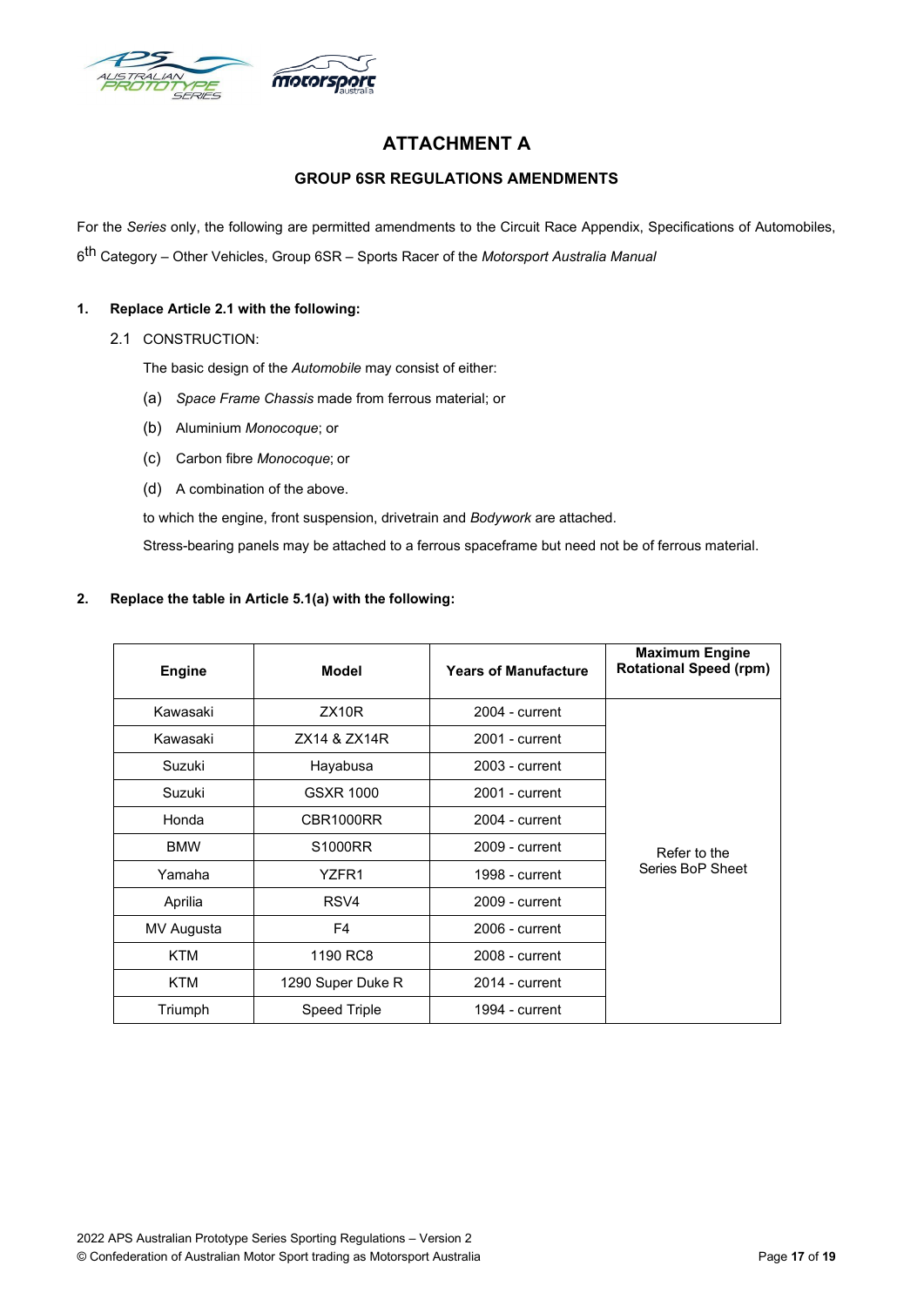# ATTACHMENT A

## GROUP 6SR REGULATIONS AMENDMENTS

For the *Series* only, the following are permitted amendments to the Circuit Race Appendix, Specifications of Automobiles, 6th Category – Other Vehicles, Group 6SR – Sports Racer of the *Motorsport Australia Manual*

**1. Replace Article 2.1 with the following:**

2.1 CONSTRUCTION:

The basic design of the *Automobile* may consist of either:

(a) *Space Frame Chassis* made from ferrous material; or

(b) Aluminium *Monocoque*; or

(c) Carbon fibre *Monocoque*; or

(d) A combination of the above.

to which the engine, front suspension, drivetrain and *Bodywork* are attached.

Stress-bearing panels may be attached to a ferrous spaceframe but need not be of ferrous material.

**2. Replace the table in Article 5.1(a) with the following:**

| Engine | Model | Years of Manufacture | Maximum Engine Rotational Speed (rpm) |
|---|---|---|---|
| Kawasaki | ZX10R | 2004 - current | Refer to the Series BoP Sheet |
| Kawasaki | ZX14 & ZX14R | 2001 - current | |
| Suzuki | Hayabusa | 2003 - current | |
| Suzuki | GSXR 1000 | 2001 - current | |
| Honda | CBR1000RR | 2004 - current | |
| BMW | S1000RR | 2009 - current | |
| Yamaha | YZFR1 | 1998 - current | |
| Aprilia | RSV4 | 2009 - current | |
| MV Augusta | F4 | 2006 - current | |
| KTM | 1190 RC8 | 2008 - current | |
| KTM | 1290 Super Duke R | 2014 - current | |
| Triumph | Speed Triple | 1994 - current | |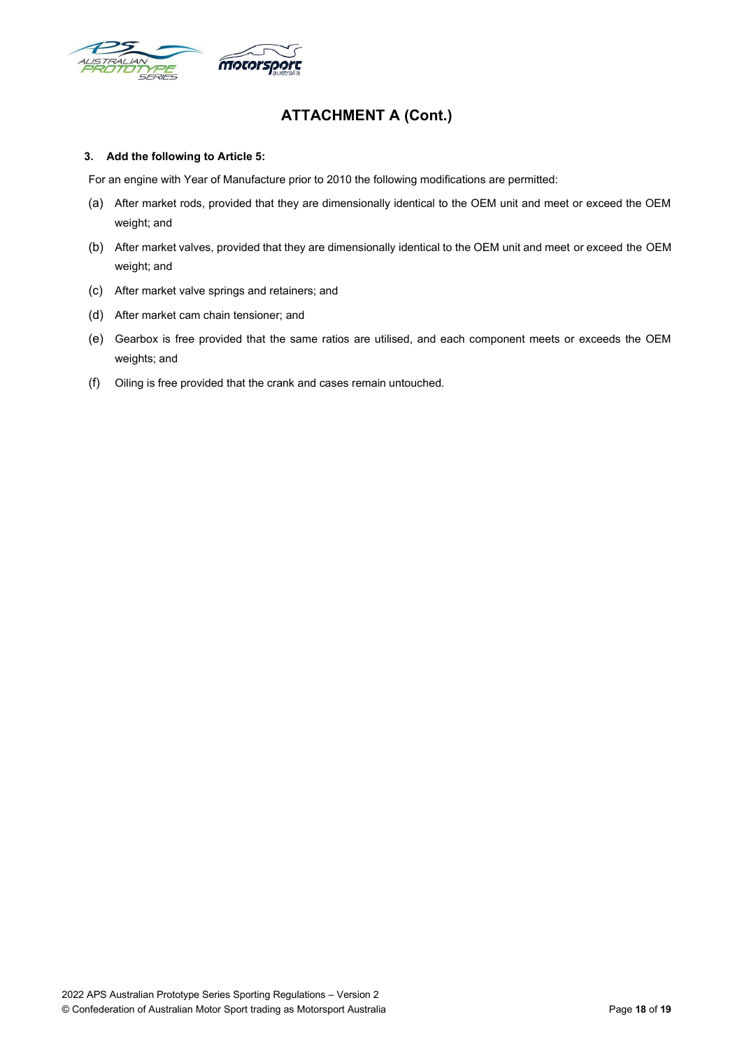## ATTACHMENT A (Cont.)

**3. Add the following to Article 5:**

For an engine with Year of Manufacture prior to 2010 the following modifications are permitted:

(a) After market rods, provided that they are dimensionally identical to the OEM unit and meet or exceed the OEM weight; and

(b) After market valves, provided that they are dimensionally identical to the OEM unit and meet or exceed the OEM weight; and

(c) After market valve springs and retainers; and

(d) After market cam chain tensioner; and

(e) Gearbox is free provided that the same ratios are utilised, and each component meets or exceeds the OEM weights; and

(f) Oiling is free provided that the crank and cases remain untouched.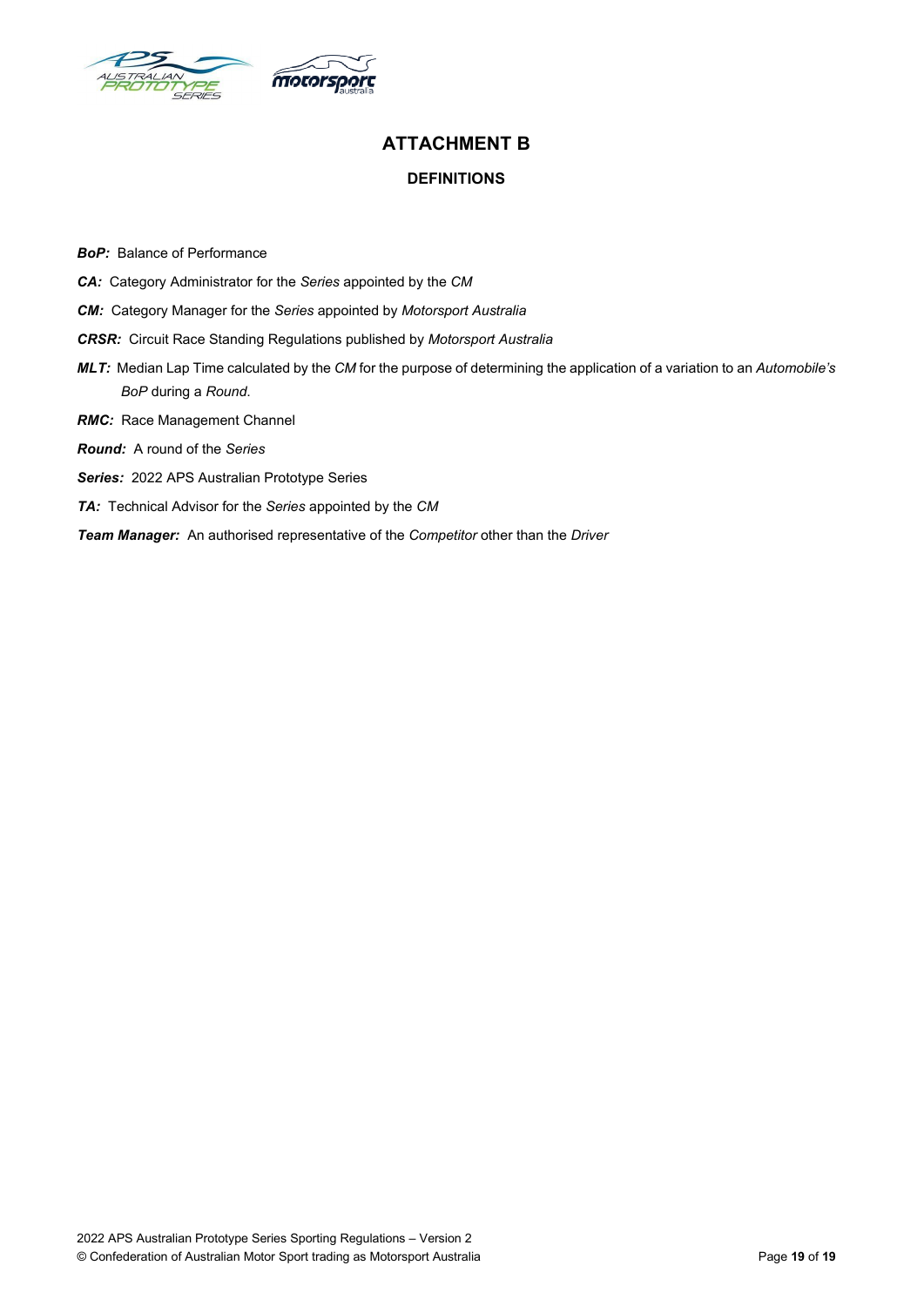# ATTACHMENT B

## DEFINITIONS

***BoP:*** Balance of Performance

***CA:*** Category Administrator for the *Series* appointed by the *CM*

***CM:*** Category Manager for the *Series* appointed by *Motorsport Australia*

***CRSR:*** Circuit Race Standing Regulations published by *Motorsport Australia*

***MLT:*** Median Lap Time calculated by the *CM* for the purpose of determining the application of a variation to an *Automobile's* *BoP* during a *Round*.

***RMC:*** Race Management Channel

***Round:*** A round of the *Series*

***Series:*** 2022 APS Australian Prototype Series

***TA:*** Technical Advisor for the *Series* appointed by the *CM*

***Team Manager:*** An authorised representative of the *Competitor* other than the *Driver*